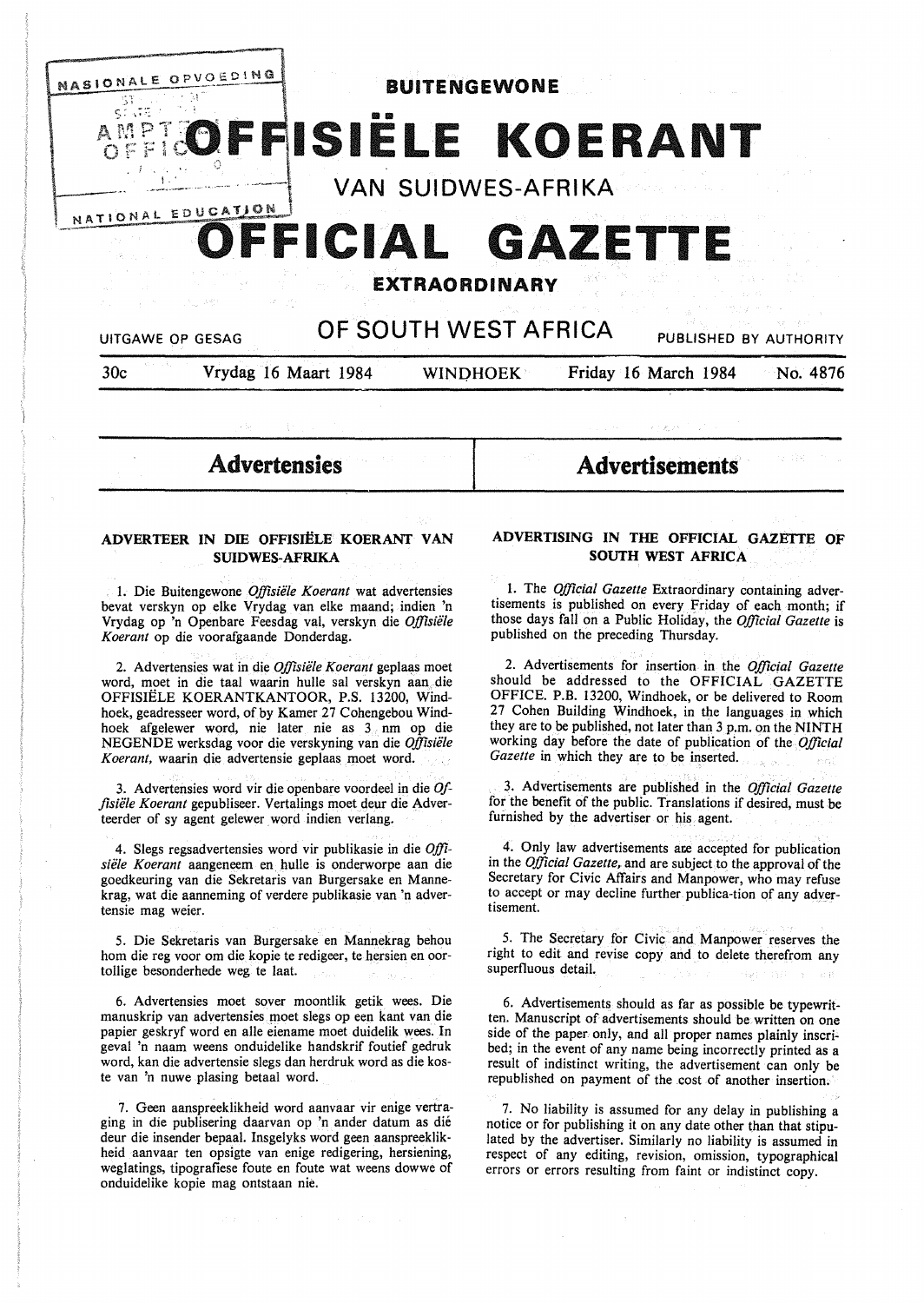# BUITENGEWONE OFFISIËLE KOERANT VAN SUIDWES-AFRIKA

# OFFICIAL GAZETTE EXTRAORDINARY OF SOUTH WEST AFRICA

UITGAWE OP GESAG — PUBLISHED BY AUTHORITY

30c — Vrydag 16 Maart 1984 — WINDHOEK — Friday 16 March 1984 — No. 4876

## Advertensies

### ADVERTEER IN DIE OFFISIËLE KOERANT VAN SUIDWES-AFRIKA

1. Die Buitengewone *Offisiële Koerant* wat advertensies bevat verskyn op elke Vrydag van elke maand; indien 'n Vrydag op 'n Openbare Feesdag val, verskyn die *Offisiële Koerant* op die voorafgaande Donderdag.

2. Advertensies wat in die *Offisiële Koerant* geplaas moet word, moet in die taal waarin hulle sal verskyn aan die OFFISIËLE KOERANTKANTOOR, P.S. 13200, Windhoek, geadresseer word, of by Kamer 27 Cohengebou Windhoek afgelewer word, nie later nie as 3 nm op die NEGENDE werksdag voor die verskyning van die *Offisiële Koerant,* waarin die advertensie geplaas moet word.

3. Advertensies word vir die openbare voordeel in die *Offisiële Koerant* gepubliseer. Vertalings moet deur die Adverteerder of sy agent gelewer word indien verlang.

4. Slegs regsadvertensies word vir publikasie in die *Offisiële Koerant* aangeneem en hulle is onderworpe aan die goedkeuring van die Sekretaris van Burgersake en Mannekrag, wat die aanneming of verdere publikasie van 'n advertensie mag weier.

5. Die Sekretaris van Burgersake en Mannekrag behou hom die reg voor om die kopie te redigeer, te hersien en oortollige besonderhede weg te laat.

6. Advertensies moet sover moontlik getik wees. Die manuskrip van advertensies moet slegs op een kant van die papier geskryf word en alle eiename moet duidelik wees. In geval 'n naam weens onduidelike handskrif foutief gedruk word, kan die advertensie slegs dan herdruk word as die koste van 'n nuwe plasing betaal word.

7. Geen aanspreeklikheid word aanvaar vir enige vertraging in die publisering daarvan op 'n ander datum as dié deur die insender bepaal. Insgelyks word geen aanspreeklikheid aanvaar ten opsigte van enige redigering, hersiening, weglatings, tipografiese foute en foute wat weens dowwe of onduidelike kopie mag ontstaan nie.

## Advertisements

### ADVERTISING IN THE OFFICIAL GAZETTE OF SOUTH WEST AFRICA

1. The *Official Gazette* Extraordinary containing advertisements is published on every Friday of each month; if those days fall on a Public Holiday, the *Official Gazette* is published on the preceding Thursday.

2. Advertisements for insertion in the *Official Gazette* should be addressed to the OFFICIAL GAZETTE OFFICE. P.B. 13200, Windhoek, or be delivered to Room 27 Cohen Building Windhoek, in the languages in which they are to be published, not later than 3 p.m. on the NINTH working day before the date of publication of the *Official Gazette* in which they are to be inserted.

3. Advertisements are published in the *Official Gazette* for the benefit of the public. Translations if desired, must be furnished by the advertiser or his agent.

4. Only law advertisements are accepted for publication in the *Official Gazette,* and are subject to the approval of the Secretary for Civic Affairs and Manpower, who may refuse to accept or may decline further publica-tion of any advertisement.

5. The Secretary for Civic and Manpower reserves the right to edit and revise copy and to delete therefrom any superfluous detail.

6. Advertisements should as far as possible be typewritten. Manuscript of advertisements should be written on one side of the paper only, and all proper names plainly inscribed; in the event of any name being incorrectly printed as a result of indistinct writing, the advertisement can only be republished on payment of the cost of another insertion.

7. No liability is assumed for any delay in publishing a notice or for publishing it on any date other than that stipulated by the advertiser. Similarly no liability is assumed in respect of any editing, revision, omission, typographical errors or errors resulting from faint or indistinct copy.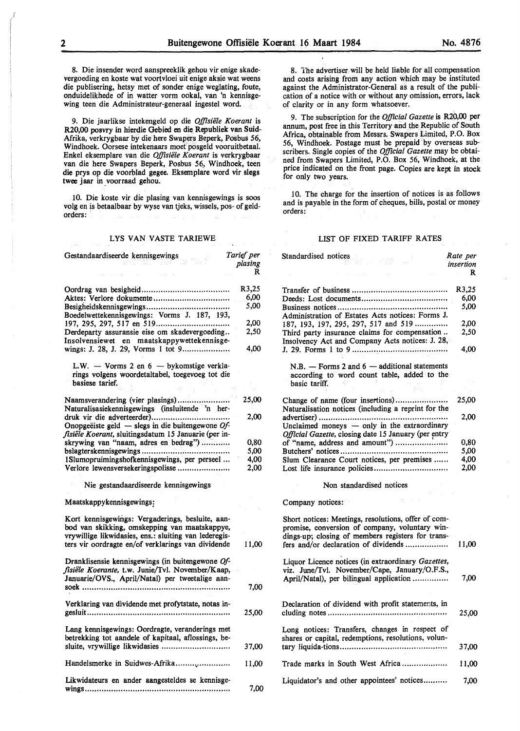8. Die insender word aanspreeklik gehou vir enige skadevergoeding en koste wat voortvloei uit enige aksie wat weens die publisering, hetsy met of sonder enige weglating, foute, onduidelikhede of in watter vorm ookal, van 'n kennisgewing teen die Administrateur-generaal ingestel word.

9. Die jaarlikse intekengeld op die *Offisiële Koerant* is R20,00 posvry in hierdie Gebied en die Republiek van Suid-Afrika, verkrygbaar by die here Swapers Beperk, Posbus 56, Windhoek. Oorsese intekenaars moet posgeld vooruitbetaal. Enkel eksemplare van die *Offisiële Koerant* is verkrygbaar van die here Swapers Beperk, Posbus 56, Windhoek, teen die prys op die voorblad gegee. Eksemplare word vir slegs twee jaar in voorraad gehou.

10. Die koste vir die plasing van kennisgewings is soos volg en is betaalbaar by wyse van tjeks, wissels, pos- of geldorders:

## LYS VAN VASTE TARIEWE

| Gestandaardiseerde kennisgewings | Tarief per plasing R |
|---|---|
| Oordrag van besigheid | R3,25 |
| Aktes: Verlore dokumente | 6,00 |
| Besigheidskennisgewings | 5,00 |
| Boedelwettekennisgewings: Vorms J. 187, 193, 197, 295, 297, 517 en 519 | 2,00 |
| Derdeparty assuransie eise om skadevergoeding | 2,50 |
| Insolvensiewet en maatskappywettekennisgewings: J. 28, J. 29, Vorms 1 tot 9 | 4,00 |

L.W. — Vorms 2 en 6 — bykomstige verklarings volgens woordetaltabel, toegevoeg tot die basiese tarief.

| | |
|---|---|
| Naamsverandering (vier plasings) | 25,00 |
| Naturalisasiekennisgewings (insluitende 'n herdruk vir die adverteerder) | 2,00 |
| Onopgeëiste geld — slegs in die buitengewone *Offisiële Koerant*, sluitingsdatum 15 Januarie (per inskrywing van "naam, adres en bedrag") | 0,80 |
| Slagterskennisgewings | 5,00 |
| Slumopruimingshofkennisgewings, per perseel | 4,00 |
| Verlore lewensversekeringspolisse | 2,00 |

Nie gestandaardiseerde kennisgewings

Maatskappykennisgewings:

| | |
|---|---|
| Kort kennisgewings: Vergaderings, besluite, aanbod van skikking, omskepping van maatskappye, vrywillige likwidasies, ens.: sluiting van lederegisters vir oordragte en/of verklarings van dividende | 11,00 |
| Dranklisensie kennisgewings (in buitengewone *Offisiële Koerante*, t.w. Junie/Tvl. November/Kaap, Januarie/OVS., April/Natal) per tweetalige aansoek | 7,00 |
| Verklaring van dividende met profytstate, notas ingesluit | 25,00 |
| Lang kennisgewings: Oordragte, veranderings met betrekking tot aandele of kapitaal, aflossings, besluite, vrywillige likwidasies | 37,00 |
| Handelsmerke in Suidwes-Afrika | 11,00 |
| Likwidateurs en ander aangesteldes se kennisgewings | 7,00 |

8. The advertiser will be held liable for all compensation and costs arising from any action which may be instituted against the Administrator-General as a result of the publication of a notice with or without any omission, errors, lack of clarity or in any form whatsoever.

9. The subscription for the *Official Gazette* is R20,00 per annum, post free in this Territory and the Republic of South Africa, obtainable from Messrs. Swapers Limited, P.O. Box 56, Windhoek. Postage must be prepaid by overseas subscribers. Single copies of the *Official Gazette* may be obtained from Swapers Limited, P.O. Box 56, Windhoek, at the price indicated on the front page. Copies are kept in stock for only two years.

10. The charge for the insertion of notices is as follows and is payable in the form of cheques, bills, postal or money orders:

## LIST OF FIXED TARIFF RATES

| Standardised notices | Rate per insertion R |
|---|---|
| Transfer of business | R3,25 |
| Deeds: Lost documents | 6,00 |
| Business notices | 5,00 |
| Administration of Estates Acts notices: Forms J. 187, 193, 197, 295, 297, 517 and 519 | 2,00 |
| Third party insurance claims for compensation | 2,50 |
| Insolvency Act and Company Acts notices: J. 28, J. 29. Forms 1 to 9 | 4,00 |

N.B. — Forms 2 and 6 — additional statements according to word count table, added to the basic tariff.

| | |
|---|---|
| Change of name (four insertions) | 25,00 |
| Naturalisation notices (including a reprint for the advertiser) | 2,00 |
| Unclaimed moneys — only in the extraordinary *Official Gazette*, closing date 15 January (per entry of "name, address and amount") | 0,80 |
| Butchers' notices | 5,00 |
| Slum Clearance Court notices, per premises | 4,00 |
| Lost life insurance policies | 2,00 |

Non standardised notices

Company notices:

| | |
|---|---|
| Short notices: Meetings, resolutions, offer of compromise, conversion of company, voluntary windings-up; closing of members registers for transfers and/or declaration of dividends | 11,00 |
| Liquor Licence notices (in extraordinary *Gazettes*, viz. June/Tvl. November/Cape, January/O.F.S., April/Natal), per bilingual application | 7,00 |
| Declaration of dividend with profit statements, including notes | 25,00 |
| Long notices: Transfers, changes in respect of shares or capital, redemptions, resolutions, voluntary liquida-tions | 37,00 |
| Trade marks in South West Africa | 11,00 |
| Liquidator's and other appointees' notices | 7,00 |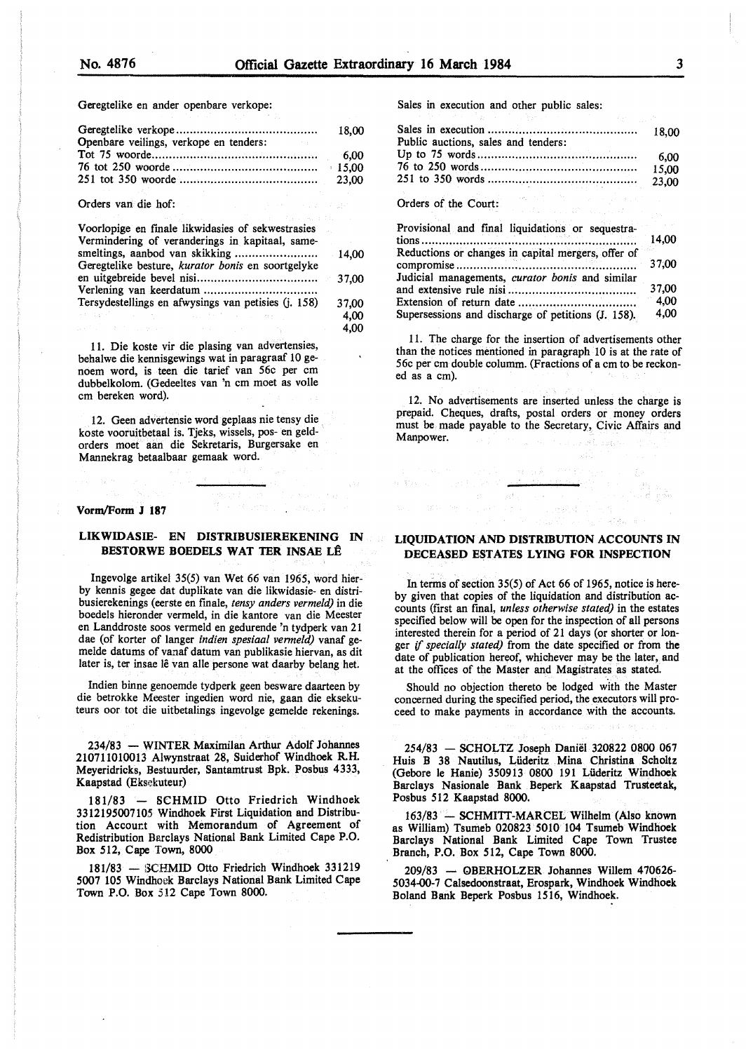Geregtelike en ander openbare verkope:

| | |
|---|---|
| Geregtelike verkope | 18,00 |
| Openbare veilings, verkope en tenders: | |
| Tot 75 woorde | 6,00 |
| 76 tot 250 woorde | 15,00 |
| 251 tot 350 woorde | 23,00 |

Orders van die hof:

| | |
|---|---|
| Voorlopige en finale likwidasies of sekwestrasies | |
| Vermindering of veranderings in kapitaal, samesmeltings, aanbod van skikking | 14,00 |
| Geregtelike besture, *kurator bonis* en soortgelyke en uitgebreide bevel nisi | 37,00 |
| Verlening van keerdatum | |
| Tersydestellings en afwysings van petisies (j. 158) | 37,00 |
| | 4,00 |
| | 4,00 |

11. Die koste vir die plasing van advertensies, behalwe die kennisgewings wat in paragraaf 10 genoem word, is teen die tarief van 56c per cm dubbelkolom. (Gedeeltes van 'n cm moet as volle cm bereken word).

12. Geen advertensie word geplaas nie tensy die koste vooruitbetaal is. Tjeks, wissels, pos- en geldorders moet aan die Sekretaris, Burgersake en Mannekrag betaalbaar gemaak word.

Sales in execution and other public sales:

| | |
|---|---|
| Sales in execution | 18,00 |
| Public auctions, sales and tenders: | |
| Up to 75 words | 6,00 |
| 76 to 250 words | 15,00 |
| 251 to 350 words | 23,00 |

Orders of the Court:

| | |
|---|---|
| Provisional and final liquidations or sequestrations | 14,00 |
| Reductions or changes in capital mergers, offer of compromise | 37,00 |
| Judicial managements, *curator bonis* and similar and extensive rule nisi | 37,00 |
| Extension of return date | 4,00 |
| Supersessions and discharge of petitions (J. 158). | 4,00 |

11. The charge for the insertion of advertisements other than the notices mentioned in paragraph 10 is at the rate of 56c per cm double columm. (Fractions of a cm to be reckoned as a cm).

12. No advertisements are inserted unless the charge is prepaid. Cheques, drafts, postal orders or money orders must be made payable to the Secretary, Civic Affairs and Manpower.

**Vorm/Form J 187**

## LIKWIDASIE- EN DISTRIBUSIEREKENING IN BESTORWE BOEDELS WAT TER INSAE LÊ

Ingevolge artikel 35(5) van Wet 66 van 1965, word hierby kennis gegee dat duplikate van die likwidasie- en distribusierekenings (eerste en finale, *tensy anders vermeld)* in die boedels hieronder vermeld, in die kantore van die Meester en Landdroste soos vermeld en gedurende 'n tydperk van 21 dae (of korter of langer *indien spesiaal vermeld)* vanaf gemelde datums of vanaf datum van publikasie hiervan, as dit later is, ter insae lê van alle persone wat daarby belang het.

Indien binne genoemde tydperk geen besware daarteen by die betrokke Meester ingedien word nie, gaan die eksekuteurs oor tot die uitbetalings ingevolge gemelde rekenings.

234/83 — WINTER Maximilan Arthur Adolf Johannes 210711010013 Alwynstraat 28, Suiderhof Windhoek R.H. Meyeridricks, Bestuurder, Santamtrust Bpk. Posbus 4333, Kaapstad (Eksekuteur)

181/83 — SCHMID Otto Friedrich Windhoek 3312195007105 Windhoek First Liquidation and Distribution Account with Memorandum of Agreement of Redistribution Barclays National Bank Limited Cape P.O. Box 512, Cape Town, 8000

181/83 — SCHMID Otto Friedrich Windhoek 331219 5007 105 Windhoek Barclays National Bank Limited Cape Town P.O. Box 512 Cape Town 8000.

## LIQUIDATION AND DISTRIBUTION ACCOUNTS IN DECEASED ESTATES LYING FOR INSPECTION

In terms of section 35(5) of Act 66 of 1965, notice is hereby given that copies of the liquidation and distribution accounts (first an final, *unless otherwise stated)* in the estates specified below will be open for the inspection of all persons interested therein for a period of 21 days (or shorter or longer *if specially stated)* from the date specified or from the date of publication hereof, whichever may be the later, and at the offices of the Master and Magistrates as stated.

Should no objection thereto be lodged with the Master concerned during the specified period, the executors will proceed to make payments in accordance with the accounts.

254/83 — SCHOLTZ Joseph Daniël 320822 0800 067 Huis B 38 Nautilus, Lüderitz Mina Christina Scholtz (Gebore le Hanie) 350913 0800 191 Lüderitz Windhoek Barclays Nasionale Bank Beperk Kaapstad Trusteetak, Posbus 512 Kaapstad 8000.

163/83 — SCHMITT-MARCEL Wilhelm (Also known as William) Tsumeb 020823 5010 104 Tsumeb Windhoek Barclays National Bank Limited Cape Town Trustee Branch, P.O. Box 512, Cape Town 8000.

209/83 — OBERHOLZER Johannes Willem 470626-5034-00-7 Calsedoonstraat, Erospark, Windhoek Windhoek Boland Bank Beperk Posbus 1516, Windhoek.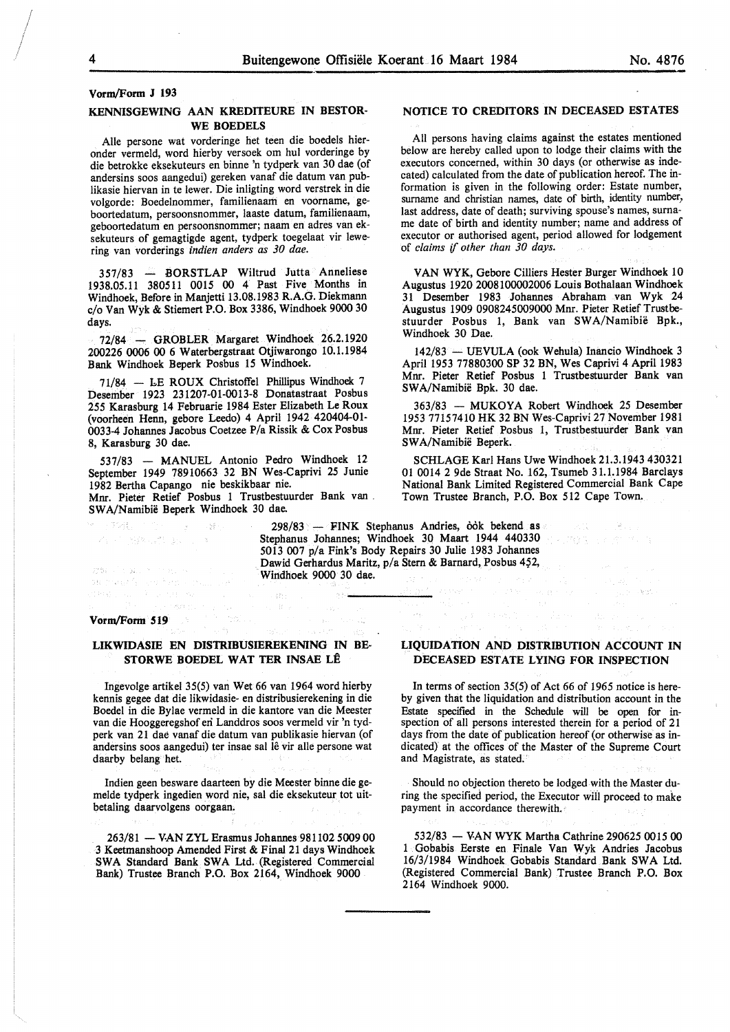Vorm/Form J 193

## KENNISGEWING AAN KREDITEURE IN BESTORWE BOEDELS

Alle persone wat vorderinge het teen die boedels hieronder vermeld, word hierby versoek om hul vorderinge by die betrokke eksekuteurs en binne 'n tydperk van 30 dae (of andersins soos aangedui) gereken vanaf die datum van publikasie hiervan in te lewer. Die inligting word verstrek in die volgorde: Boedelnommer, familienaam en voorname, geboortedatum, persoonsnommer, laaste datum, familienaam, geboortedatum en persoonsnommer; naam en adres van eksekuteurs of gemagtigde agent, tydperk toegelaat vir lewering van vorderings *indien anders as 30 dae.*

357/83 — BORSTLAP Wiltrud Jutta Anneliese 1938.05.11 380511 0015 00 4 Past Five Months in Windhoek, Before in Manjetti 13.08.1983 R.A.G. Diekmann c/o Van Wyk & Stiemert P.O. Box 3386, Windhoek 9000 30 days.

72/84 — GROBLER Margaret Windhoek 26.2.1920 200226 0006 00 6 Waterbergstraat Otjiwarongo 10.1.1984 Bank Windhoek Beperk Posbus 15 Windhoek.

71/84 — LE ROUX Christoffel Phillipus Windhoek 7 Desember 1923 231207-01-0013-8 Donatastraat Posbus 255 Karasburg 14 Februarie 1984 Ester Elizabeth Le Roux (voorheen Henn, gebore Leedo) 4 April 1942 420404-01-0033-4 Johannes Jacobus Coetzee P/a Rissik & Cox Posbus 8, Karasburg 30 dae.

537/83 — MANUEL Antonio Pedro Windhoek 12 September 1949 78910663 32 BN Wes-Caprivi 25 Junie 1982 Bertha Capango nie beskikbaar nie.
Mnr. Pieter Retief Posbus 1 Trustbestuurder Bank van SWA/Namibië Beperk Windhoek 30 dae.

## NOTICE TO CREDITORS IN DECEASED ESTATES

All persons having claims against the estates mentioned below are hereby called upon to lodge their claims with the executors concerned, within 30 days (or otherwise as indecated) calculated from the date of publication hereof. The information is given in the following order: Estate number, surname and christian names, date of birth, identity number, last address, date of death; surviving spouse's names, surname date of birth and identity number; name and address of executor or authorised agent, period allowed for lodgement of *claims if other than 30 days.*

VAN WYK, Gebore Cilliers Hester Burger Windhoek 10 Augustus 1920 2008100002006 Louis Bothalaan Windhoek 31 Desember 1983 Johannes Abraham van Wyk 24 Augustus 1909 0908245009000 Mnr. Pieter Retief Trustbestuurder Posbus 1, Bank van SWA/Namibië Bpk., Windhoek 30 Dae.

142/83 — UEVULA (ook Wehula) Inancio Windhoek 3 April 1953 77880300 SP 32 BN, Wes Caprivi 4 April 1983 Mnr. Pieter Retief Posbus 1 Trustbestuurder Bank van SWA/Namibië Bpk. 30 dae.

363/83 — MUKOYA Robert Windhoek 25 Desember 1953 77157410 HK 32 BN Wes-Caprivi 27 November 1981 Mnr. Pieter Retief Posbus 1, Trustbestuurder Bank van SWA/Namibië Beperk.

SCHLAGE Karl Hans Uwe Windhoek 21.3.1943 430321 01 0014 2 9de Straat No. 162, Tsumeb 31.1.1984 Barclays National Bank Limited Registered Commercial Bank Cape Town Trustee Branch, P.O. Box 512 Cape Town.

298/83 — FINK Stephanus Andries, òòk bekend as Stephanus Johannes; Windhoek 30 Maart 1944 440330 5013 007 p/a Fink's Body Repairs 30 Julie 1983 Johannes Dawid Gerhardus Maritz, p/a Stern & Barnard, Posbus 452, Windhoek 9000 30 dae.

---

Vorm/Form 519

## LIKWIDASIE EN DISTRIBUSIEREKENING IN BESTORWE BOEDEL WAT TER INSAE LÊ

Ingevolge artikel 35(5) van Wet 66 van 1964 word hierby kennis gegee dat die likwidasie- en distribusierekening in die Boedel in die Bylae vermeld in die kantore van die Meester van die Hooggeregshof en Landdros soos vermeld vir 'n tydperk van 21 dae vanaf die datum van publikasie hiervan (of andersins soos aangedui) ter insae sal lê vir alle persone wat daarby belang het.

Indien geen besware daarteen by die Meester binne die gemelde tydperk ingedien word nie, sal die eksekuteur tot uitbetaling daarvolgens oorgaan.

263/81 — VAN ZYL Erasmus Johannes 981102 5009 00 3 Keetmanshoop Amended First & Final 21 days Windhoek SWA Standard Bank SWA Ltd. (Registered Commercial Bank) Trustee Branch P.O. Box 2164, Windhoek 9000

## LIQUIDATION AND DISTRIBUTION ACCOUNT IN DECEASED ESTATE LYING FOR INSPECTION

In terms of section 35(5) of Act 66 of 1965 notice is hereby given that the liquidation and distribution account in the Estate specified in the Schedule will be open for inspection of all persons interested therein for a period of 21 days from the date of publication hereof (or otherwise as indicated) at the offices of the Master of the Supreme Court and Magistrate, as stated.

Should no objection thereto be lodged with the Master during the specified period, the Executor will proceed to make payment in accordance therewith.

532/83 — VAN WYK Martha Cathrine 290625 0015 00 1 Gobabis Eerste en Finale Van Wyk Andries Jacobus 16/3/1984 Windhoek Gobabis Standard Bank SWA Ltd. (Registered Commercial Bank) Trustee Branch P.O. Box 2164 Windhoek 9000.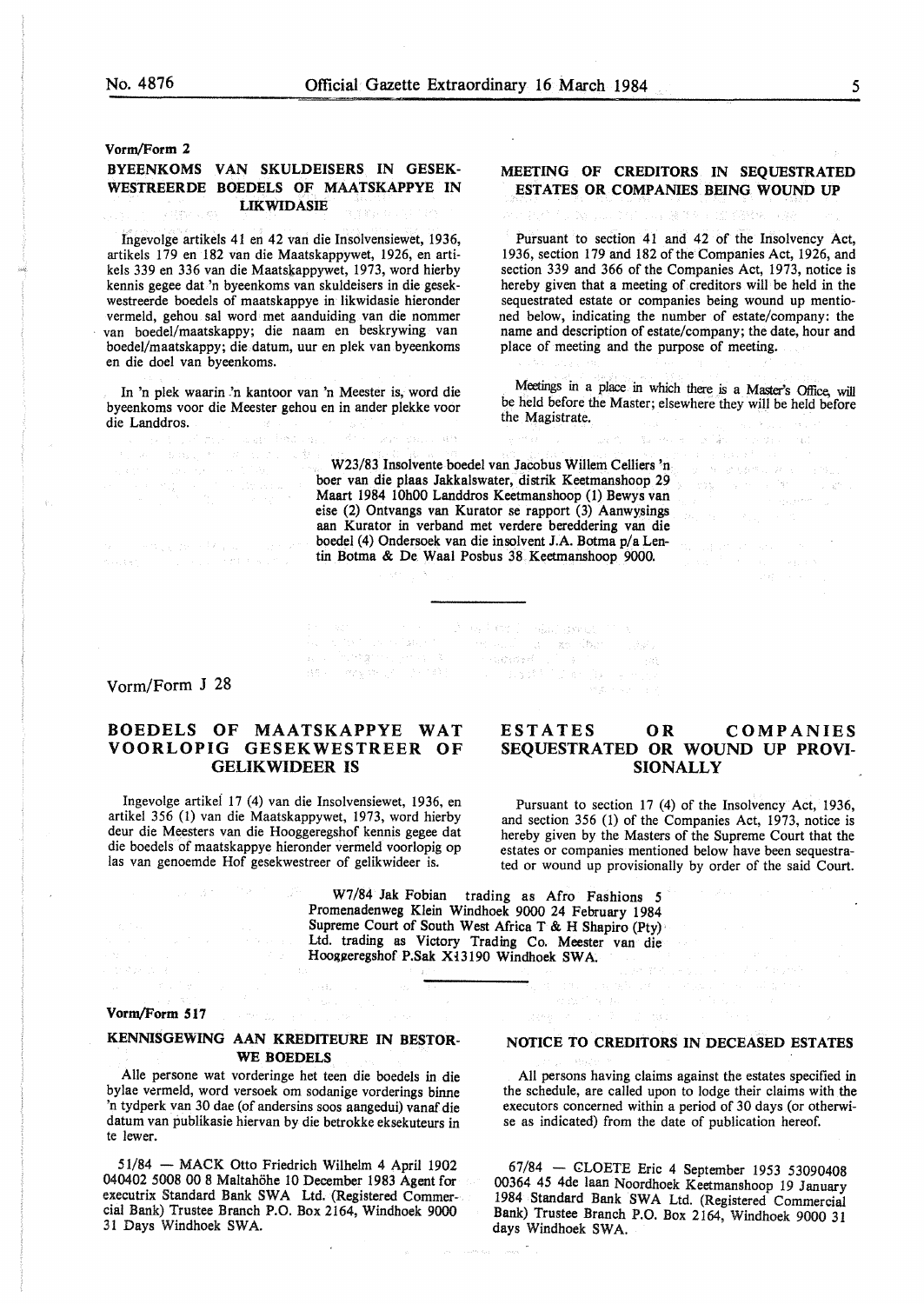Vorm/Form 2

## BYEENKOMS VAN SKULDEISERS IN GESEKWESTREERDE BOEDELS OF MAATSKAPPYE IN LIKWIDASIE

Ingevolge artikels 41 en 42 van die Insolvensiewet, 1936, artikels 179 en 182 van die Maatskappywet, 1926, en artikels 339 en 336 van die Maatskappywet, 1973, word hierby kennis gegee dat 'n byeenkoms van skuldeisers in die gesekwestreerde boedels of maatskappye in likwidasie hieronder vermeld, gehou sal word met aanduiding van die nommer van boedel/maatskappy; die naam en beskrywing van boedel/maatskappy; die datum, uur en plek van byeenkoms en die doel van byeenkoms.

In 'n plek waarin 'n kantoor van 'n Meester is, word die byeenkoms voor die Meester gehou en in ander plekke voor die Landdros.

## MEETING OF CREDITORS IN SEQUESTRATED ESTATES OR COMPANIES BEING WOUND UP

Pursuant to section 41 and 42 of the Insolvency Act, 1936, section 179 and 182 of the Companies Act, 1926, and section 339 and 366 of the Companies Act, 1973, notice is hereby given that a meeting of creditors will be held in the sequestrated estate or companies being wound up mentioned below, indicating the number of estate/company: the name and description of estate/company; the date, hour and place of meeting and the purpose of meeting.

Meetings in a place in which there is a Master's Office, will be held before the Master; elsewhere they will be held before the Magistrate.

W23/83 Insolvente boedel van Jacobus Willem Celliers 'n boer van die plaas Jakkalswater, distrik Keetmanshoop 29 Maart 1984 10h00 Landdros Keetmanshoop (1) Bewys van eise (2) Ontvangs van Kurator se rapport (3) Aanwysings aan Kurator in verband met verdere bereddering van die boedel (4) Ondersoek van die insolvent J.A. Botma p/a Lentin Botma & De Waal Posbus 38 Keetmanshoop 9000.

---

Vorm/Form J 28

## BOEDELS OF MAATSKAPPYE WAT VOORLOPIG GESEKWESTREER OF GELIKWIDEER IS

Ingevolge artikel 17 (4) van die Insolvensiewet, 1936, en artikel 356 (1) van die Maatskappywet, 1973, word hierby deur die Meesters van die Hooggeregshof kennis gegee dat die boedels of maatskappye hieronder vermeld voorlopig op las van genoemde Hof gesekwestreer of gelikwideer is.

## ESTATES OR COMPANIES SEQUESTRATED OR WOUND UP PROVISIONALLY

Pursuant to section 17 (4) of the Insolvency Act, 1936, and section 356 (1) of the Companies Act, 1973, notice is hereby given by the Masters of the Supreme Court that the estates or companies mentioned below have been sequestrated or wound up provisionally by order of the said Court.

W7/84 Jak Fobian trading as Afro Fashions 5 Promenadenweg Klein Windhoek 9000 24 February 1984 Supreme Court of South West Africa T & H Shapiro (Pty) Ltd. trading as Victory Trading Co. Meester van die Hooggeregshof P.Sak X13190 Windhoek SWA.

---

Vorm/Form 517

## KENNISGEWING AAN KREDITEURE IN BESTORWE BOEDELS

Alle persone wat vorderinge het teen die boedels in die bylae vermeld, word versoek om sodanige vorderings binne 'n tydperk van 30 dae (of andersins soos aangedui) vanaf die datum van publikasie hiervan by die betrokke eksekuteurs in te lewer.

## NOTICE TO CREDITORS IN DECEASED ESTATES

All persons having claims against the estates specified in the schedule, are called upon to lodge their claims with the executors concerned within a period of 30 days (or otherwise as indicated) from the date of publication hereof.

51/84 — MACK Otto Friedrich Wilhelm 4 April 1902 040402 5008 00 8 Maltahöhe 10 December 1983 Agent for executrix Standard Bank SWA Ltd. (Registered Commercial Bank) Trustee Branch P.O. Box 2164, Windhoek 9000 31 Days Windhoek SWA.

67/84 — CLOETE Eric 4 September 1953 53090408 00364 45 4de laan Noordhoek Keetmanshoop 19 January 1984 Standard Bank SWA Ltd. (Registered Commercial Bank) Trustee Branch P.O. Box 2164, Windhoek 9000 31 days Windhoek SWA.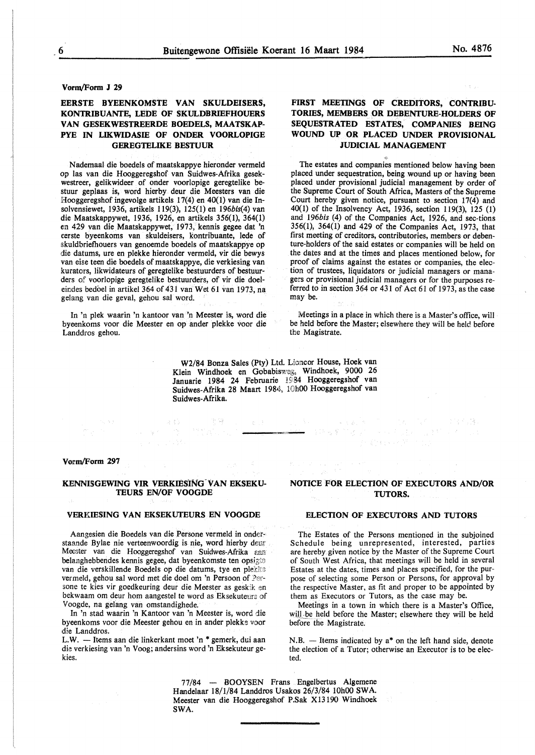Vorm/Form J 29

## EERSTE BYEENKOMSTE VAN SKULDEISERS, KONTRIBUANTE, LEDE OF SKULDBRIEFHOUERS VAN GESEKWESTREERDE BOEDELS, MAATSKAPPYE IN LIKWIDASIE OF ONDER VOORLOPIGE GEREGTELIKE BESTUUR

Nademaal die boedels of maatskappye hieronder vermeld op las van die Hooggeregshof van Suidwes-Afrika gesekwestreer, gelikwideer of onder voorlopige geregtelike bestuur geplaas is, word hierby deur die Meesters van die Hooggeregshof ingevolge artikels 17(4) en 40(1) van die Insolvensiewet, 1936, artikels 119(3), 125(1) en 196*bis*(4) van die Maatskappywet, 1936, 1926, en artikels 356(1), 364(1) en 429 van die Maatskappywet, 1973, kennis gegee dat 'n eerste byeenkoms van skuldeisers, kontribuante, lede of skuldbriefhouers van genoemde boedels of maatskappye op die datums, ure en plekke hieronder vermeld, vir die bewys van eise teen die boedels of maatskappye, die verkiesing van kurators, likwidateurs of geregtelike bestuurders of bestuurders of voorlopige geregtelike bestuurders, of vir die doeleindes bedoel in artikel 364 of 431 van Wet 61 van 1973, na gelang van die geval, gehou sal word.

In 'n plek waarin 'n kantoor van 'n Meester is, word die byeenkoms voor die Meester en op ander plekke voor die Landdros gehou.

## FIRST MEETINGS OF CREDITORS, CONTRIBUTORIES, MEMBERS OR DEBENTURE-HOLDERS OF SEQUESTRATED ESTATES, COMPANIES BEING WOUND UP OR PLACED UNDER PROVISIONAL JUDICIAL MANAGEMENT

The estates and companies mentioned below having been placed under sequestration, being wound up or having been placed under provisional judicial management by order of the Supreme Court of South Africa, Masters of the Supreme Court hereby given notice, pursuant to section 17(4) and 40(1) of the Insolvency Act, 1936, section 119(3), 125 (1) and 196*bis* (4) of the Companies Act, 1926, and sec-tions 356(1), 364(1) and 429 of the Companies Act, 1973, that first meeting of creditors, contributories, members or debenture-holders of the said estates or companies will be held on the dates and at the times and places mentioned below, for proof of claims against the estates or companies, the election of trustees, liquidators or judicial managers or managers or provisional judicial managers or for the purposes referred to in section 364 or 431 of Act 61 of 1973, as the case may be.

Meetings in a place in which there is a Master's office, will be held before the Master; elsewhere they will be held before the Magistrate.

W2/84 Bonza Sales (Pty) Ltd. Lioncor House, Hoek van Klein Windhoek en Gobabisweg, Windhoek, 9000 26 Januarie 1984 24 Februarie 1984 Hooggeregshof van Suidwes-Afrika 28 Maart 1984, 10h00 Hooggeregshof van Suidwes-Afrika.

---

Vorm/Form 297

## KENNISGEWING VIR VERKIESING VAN EKSEKUTEURS EN/OF VOOGDE

### VERKIESING VAN EKSEKUTEURS EN VOOGDE

Aangesien die Boedels van die Persone vermeld in onderstaande Bylae nie verteenwoordig is nie, word hierby deur Meester van die Hooggeregshof van Suidwes-Afrika aan belanghebbendes kennis gegee, dat byeenkomste ten opsigte van die verskillende Boedels op die datums, tye en plekke vermeld, gehou sal word met die doel om 'n Persoon of Persone te kies vir goedkeuring deur die Meester as geskik en bekwaam om deur hom aangestel te word as Eksekuteurs of Voogde, na gelang van omstandighede.

In 'n stad waarin 'n Kantoor van 'n Meester is, word die byeenkoms voor die Meester gehou en in ander plekke voor die Landdros.

L.W. — Items aan die linkerkant moet 'n * gemerk, dui aan die verkiesing van 'n Voog; andersins word 'n Eksekuteur gekies.

## NOTICE FOR ELECTION OF EXECUTORS AND/OR TUTORS.

### ELECTION OF EXECUTORS AND TUTORS

The Estates of the Persons mentioned in the subjoined Schedule being unrepresented, interested, parties are hereby given notice by the Master of the Supreme Court of South West Africa, that meetings will be held in several Estates at the dates, times and places specified, for the purpose of selecting some Person or Persons, for approval by the respective Master, as fit and proper to be appointed by them as Executors or Tutors, as the case may be.

Meetings in a town in which there is a Master's Office, will be held before the Master; elsewhere they will be held before the Magistrate.

N.B. — Items indicated by a* on the left hand side, denote the election of a Tutor; otherwise an Executor is to be elected.

77/84 — BOOYSEN Frans Engelbertus Algemene Handelaar 18/1/84 Landdros Usakos 26/3/84 10h00 SWA. Meester van die Hooggeregshof P.Sak X13190 Windhoek SWA.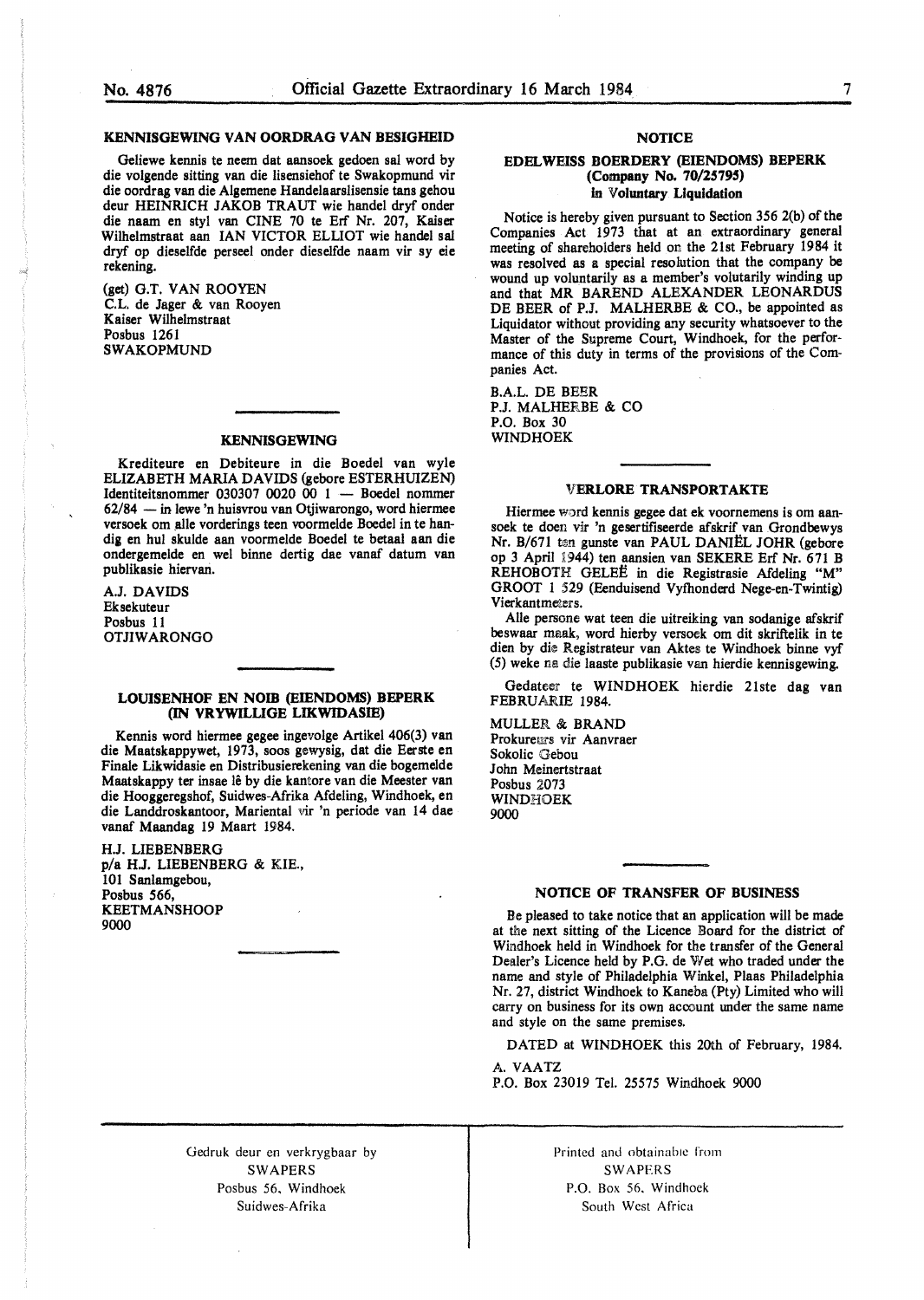### KENNISGEWING VAN OORDRAG VAN BESIGHEID

Geliewe kennis te neem dat aansoek gedoen sal word by die volgende sitting van die lisensiehof te Swakopmund vir die oordrag van die Algemene Handelaarslisensie tans gehou deur HEINRICH JAKOB TRAUT wie handel dryf onder die naam en styl van CINE 70 te Erf Nr. 207, Kaiser Wilhelmstraat aan IAN VICTOR ELLIOT wie handel sal dryf op dieselfde perseel onder dieselfde naam vir sy eie rekening.

(get) G.T. VAN ROOYEN
C.L. de Jager & van Rooyen
Kaiser Wilhelmstraat
Posbus 1261
SWAKOPMUND

### KENNISGEWING

Krediteure en Debiteure in die Boedel van wyle ELIZABETH MARIA DAVIDS (gebore ESTERHUIZEN) Identiteitsnommer 030307 0020 00 1 — Boedel nommer 62/84 — in lewe 'n huisvrou van Otjiwarongo, word hiermee versoek om alle vorderings teen voormelde Boedel in te handig en hul skulde aan voormelde Boedel te betaal aan die ondergemelde en wel binne dertig dae vanaf datum van publikasie hiervan.

A.J. DAVIDS
Eksekuteur
Posbus 11
OTJIWARONGO

### LOUISENHOF EN NOIB (EIENDOMS) BEPERK (IN VRYWILLIGE LIKWIDASIE)

Kennis word hiermee gegee ingevolge Artikel 406(3) van die Maatskappywet, 1973, soos gewysig, dat die Eerste en Finale Likwidasie en Distribusierekening van die bogemelde Maatskappy ter insae lê by die kantore van die Meester van die Hooggeregshof, Suidwes-Afrika Afdeling, Windhoek, en die Landdroskantoor, Mariental vir 'n periode van 14 dae vanaf Maandag 19 Maart 1984.

H.J. LIEBENBERG
p/a H.J. LIEBENBERG & KIE.,
101 Sanlamgebou,
Posbus 566,
KEETMANSHOOP
9000

### NOTICE

### EDELWEISS BOERDERY (EIENDOMS) BEPERK (Company No. 70/25795) in Voluntary Liquidation

Notice is hereby given pursuant to Section 356 2(b) of the Companies Act 1973 that at an extraordinary general meeting of shareholders held on the 21st February 1984 it was resolved as a special resolution that the company be wound up voluntarily as a member's volutarily winding up and that MR BAREND ALEXANDER LEONARDUS DE BEER of P.J. MALHERBE & CO., be appointed as Liquidator without providing any security whatsoever to the Master of the Supreme Court, Windhoek, for the performance of this duty in terms of the provisions of the Companies Act.

B.A.L. DE BEER
P.J. MALHERBE & CO
P.O. Box 30
WINDHOEK

### VERLORE TRANSPORTAKTE

Hiermee word kennis gegee dat ek voornemens is om aansoek te doen vir 'n gesertifiseerde afskrif van Grondbewys Nr. B/671 ten gunste van PAUL DANIËL JOHR (gebore op 3 April 1944) ten aansien van SEKERE Erf Nr. 671 B REHOBOTH GELEË in die Registrasie Afdeling "M" GROOT 1 529 (Eenduisend Vyfhonderd Nege-en-Twintig) Vierkantmeters.

Alle persone wat teen die uitreiking van sodanige afskrif beswaar maak, word hierby versoek om dit skriftelik in te dien by die Registrateur van Aktes te Windhoek binne vyf (5) weke na die laaste publikasie van hierdie kennisgewing.

Gedateer te WINDHOEK hierdie 21ste dag van FEBRUARIE 1984.

MULLER & BRAND
Prokureurs vir Aanvraer
Sokolic Gebou
John Meinertstraat
Posbus 2073
WINDHOEK
9000

### NOTICE OF TRANSFER OF BUSINESS

Be pleased to take notice that an application will be made at the next sitting of the Licence Board for the district of Windhoek held in Windhoek for the transfer of the General Dealer's Licence held by P.G. de Wet who traded under the name and style of Philadelphia Winkel, Plaas Philadelphia Nr. 27, district Windhoek to Kaneba (Pty) Limited who will carry on business for its own account under the same name and style on the same premises.

DATED at WINDHOEK this 20th of February, 1984.

A. VAATZ
P.O. Box 23019 Tel. 25575 Windhoek 9000

Gedruk deur en verkrygbaar by
SWAPERS
Posbus 56, Windhoek
Suidwes-Afrika

Printed and obtainable from
SWAPERS
P.O. Box 56, Windhoek
South West Africa